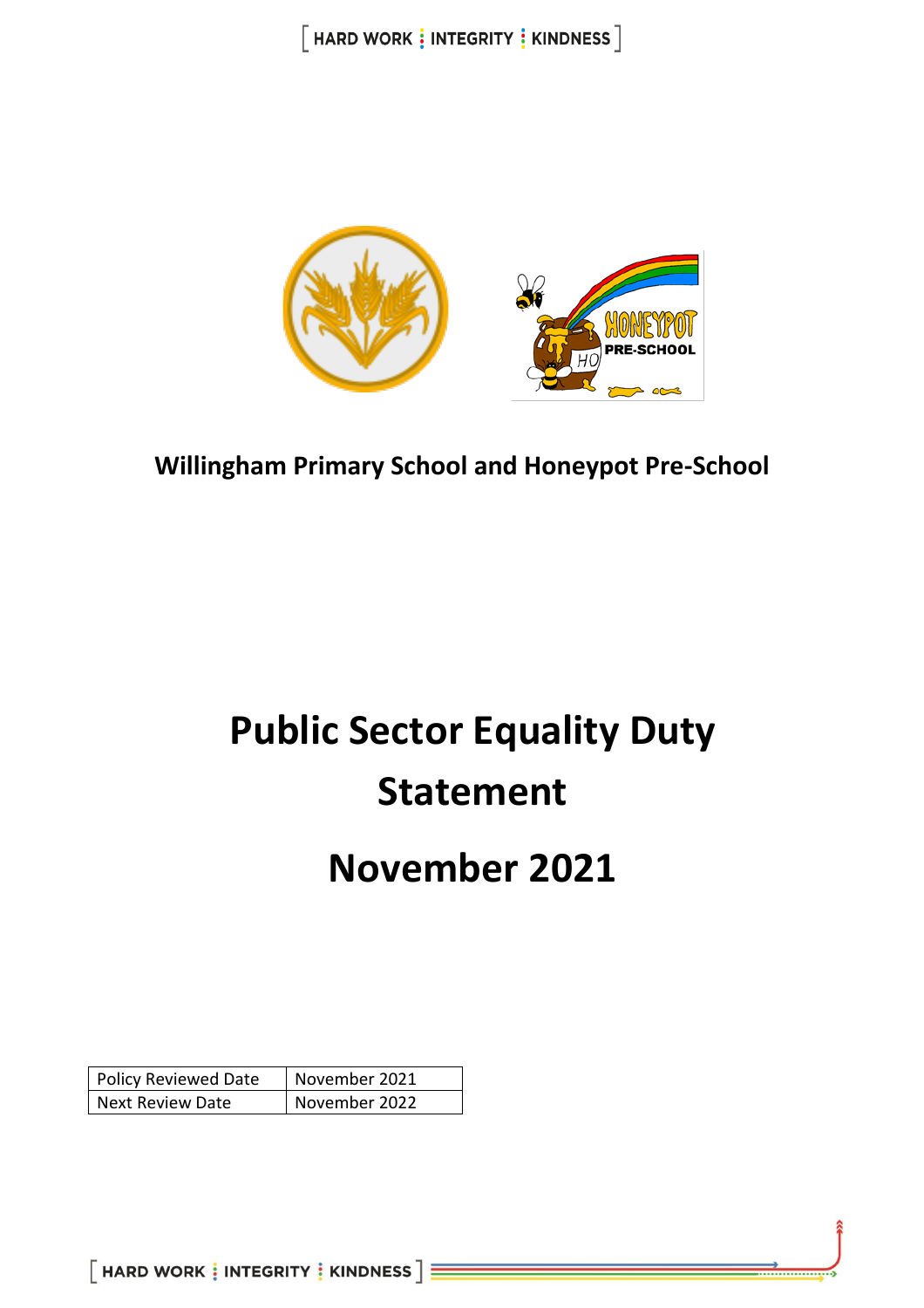**Willingham Primary School and Honeypot Pre-School**

# Public Sector Equality Duty Statement

# November 2021

| Policy Reviewed Date | November 2021 |
|---|---|
| Next Review Date | November 2022 |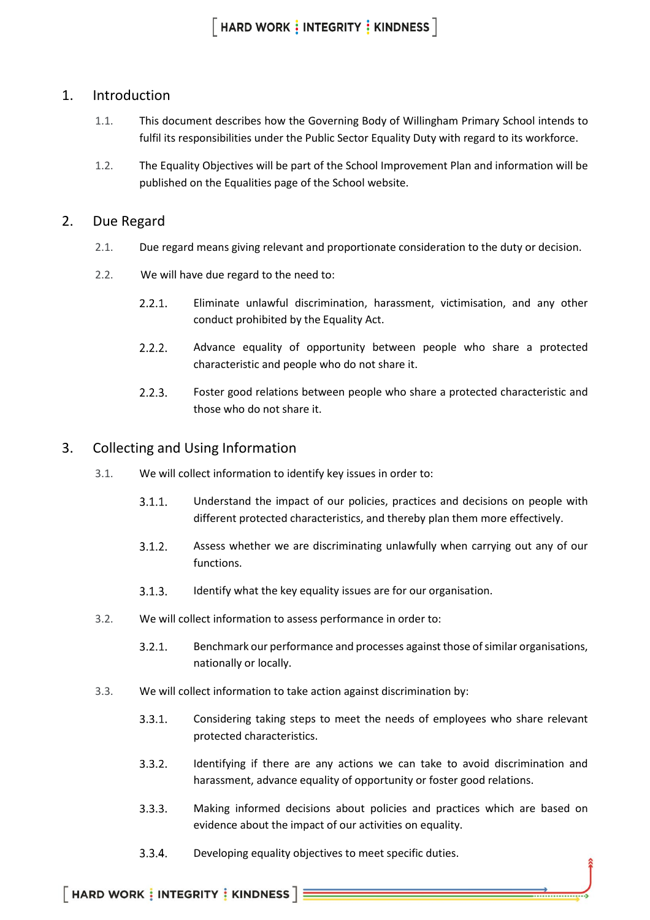## 1. Introduction

1.1. This document describes how the Governing Body of Willingham Primary School intends to fulfil its responsibilities under the Public Sector Equality Duty with regard to its workforce.

1.2. The Equality Objectives will be part of the School Improvement Plan and information will be published on the Equalities page of the School website.

## 2. Due Regard

2.1. Due regard means giving relevant and proportionate consideration to the duty or decision.

2.2. We will have due regard to the need to:

2.2.1. Eliminate unlawful discrimination, harassment, victimisation, and any other conduct prohibited by the Equality Act.

2.2.2. Advance equality of opportunity between people who share a protected characteristic and people who do not share it.

2.2.3. Foster good relations between people who share a protected characteristic and those who do not share it.

## 3. Collecting and Using Information

3.1. We will collect information to identify key issues in order to:

3.1.1. Understand the impact of our policies, practices and decisions on people with different protected characteristics, and thereby plan them more effectively.

3.1.2. Assess whether we are discriminating unlawfully when carrying out any of our functions.

3.1.3. Identify what the key equality issues are for our organisation.

3.2. We will collect information to assess performance in order to:

3.2.1. Benchmark our performance and processes against those of similar organisations, nationally or locally.

3.3. We will collect information to take action against discrimination by:

3.3.1. Considering taking steps to meet the needs of employees who share relevant protected characteristics.

3.3.2. Identifying if there are any actions we can take to avoid discrimination and harassment, advance equality of opportunity or foster good relations.

3.3.3. Making informed decisions about policies and practices which are based on evidence about the impact of our activities on equality.

3.3.4. Developing equality objectives to meet specific duties.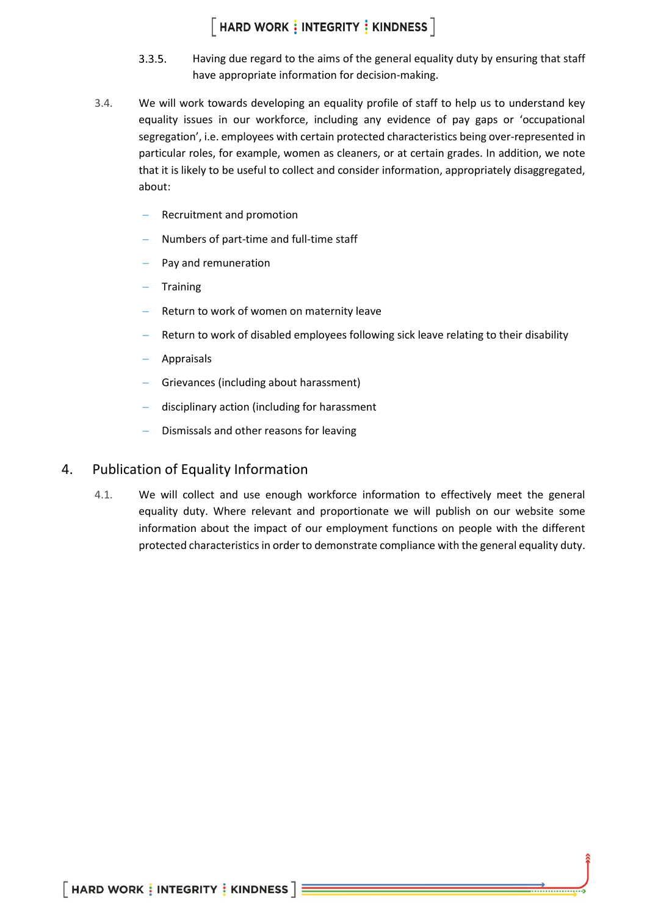3.3.5. Having due regard to the aims of the general equality duty by ensuring that staff have appropriate information for decision-making.

3.4. We will work towards developing an equality profile of staff to help us to understand key equality issues in our workforce, including any evidence of pay gaps or ‘occupational segregation’, i.e. employees with certain protected characteristics being over-represented in particular roles, for example, women as cleaners, or at certain grades. In addition, we note that it is likely to be useful to collect and consider information, appropriately disaggregated, about:

- Recruitment and promotion
- Numbers of part-time and full-time staff
- Pay and remuneration
- Training
- Return to work of women on maternity leave
- Return to work of disabled employees following sick leave relating to their disability
- Appraisals
- Grievances (including about harassment)
- disciplinary action (including for harassment
- Dismissals and other reasons for leaving

## 4. Publication of Equality Information

4.1. We will collect and use enough workforce information to effectively meet the general equality duty. Where relevant and proportionate we will publish on our website some information about the impact of our employment functions on people with the different protected characteristics in order to demonstrate compliance with the general equality duty.